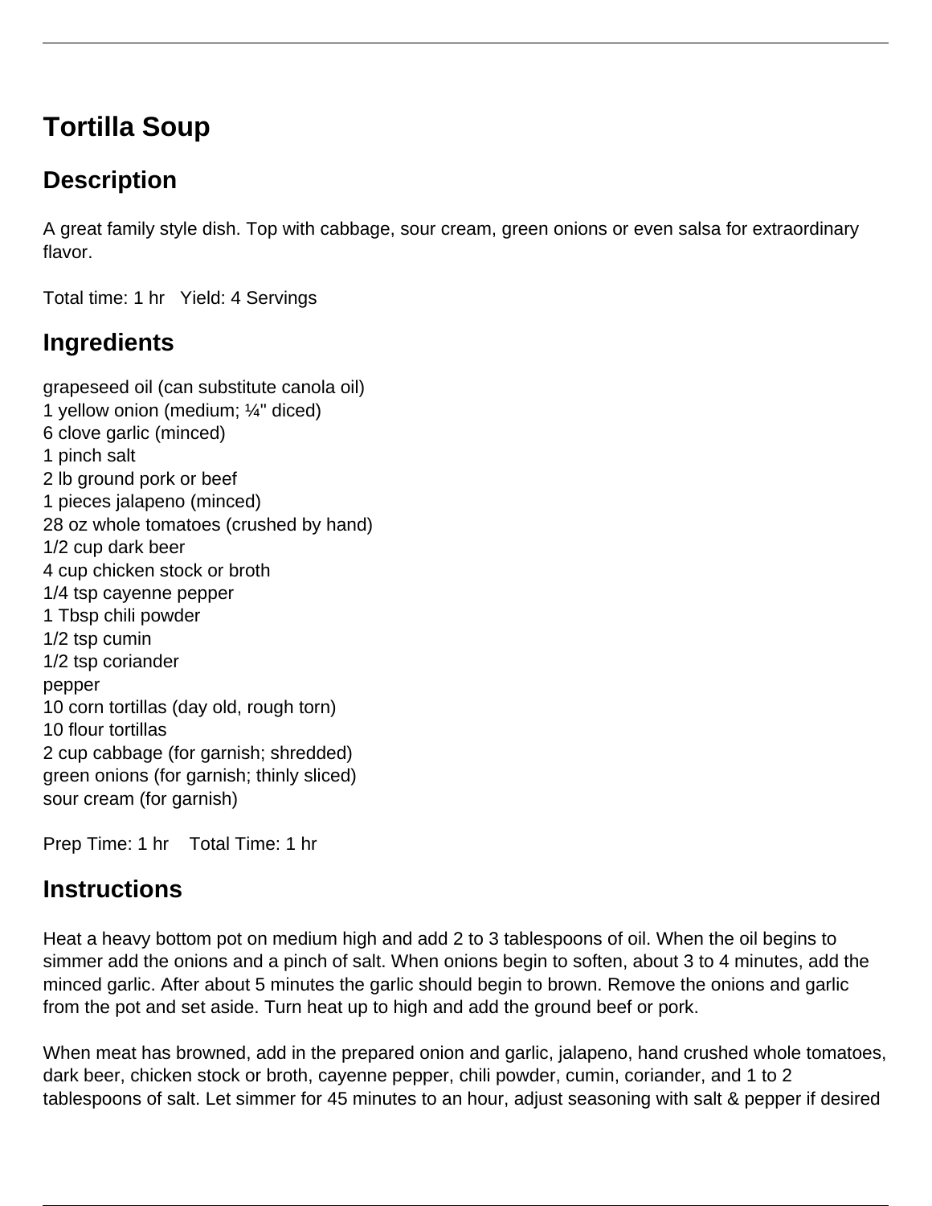# Tortilla Soup

## Description

A great family style dish. Top with cabbage, sour cream, green onions or even salsa for extraordinary flavor.

Total time: 1 hr   Yield: 4 Servings

## Ingredients

grapeseed oil (can substitute canola oil)
1 yellow onion (medium; ¼" diced)
6 clove garlic (minced)
1 pinch salt
2 lb ground pork or beef
1 pieces jalapeno (minced)
28 oz whole tomatoes (crushed by hand)
1/2 cup dark beer
4 cup chicken stock or broth
1/4 tsp cayenne pepper
1 Tbsp chili powder
1/2 tsp cumin
1/2 tsp coriander
pepper
10 corn tortillas (day old, rough torn)
10 flour tortillas
2 cup cabbage (for garnish; shredded)
green onions (for garnish; thinly sliced)
sour cream (for garnish)

Prep Time: 1 hr   Total Time: 1 hr

## Instructions

Heat a heavy bottom pot on medium high and add 2 to 3 tablespoons of oil. When the oil begins to simmer add the onions and a pinch of salt. When onions begin to soften, about 3 to 4 minutes, add the minced garlic. After about 5 minutes the garlic should begin to brown. Remove the onions and garlic from the pot and set aside. Turn heat up to high and add the ground beef or pork.

When meat has browned, add in the prepared onion and garlic, jalapeno, hand crushed whole tomatoes, dark beer, chicken stock or broth, cayenne pepper, chili powder, cumin, coriander, and 1 to 2 tablespoons of salt. Let simmer for 45 minutes to an hour, adjust seasoning with salt & pepper if desired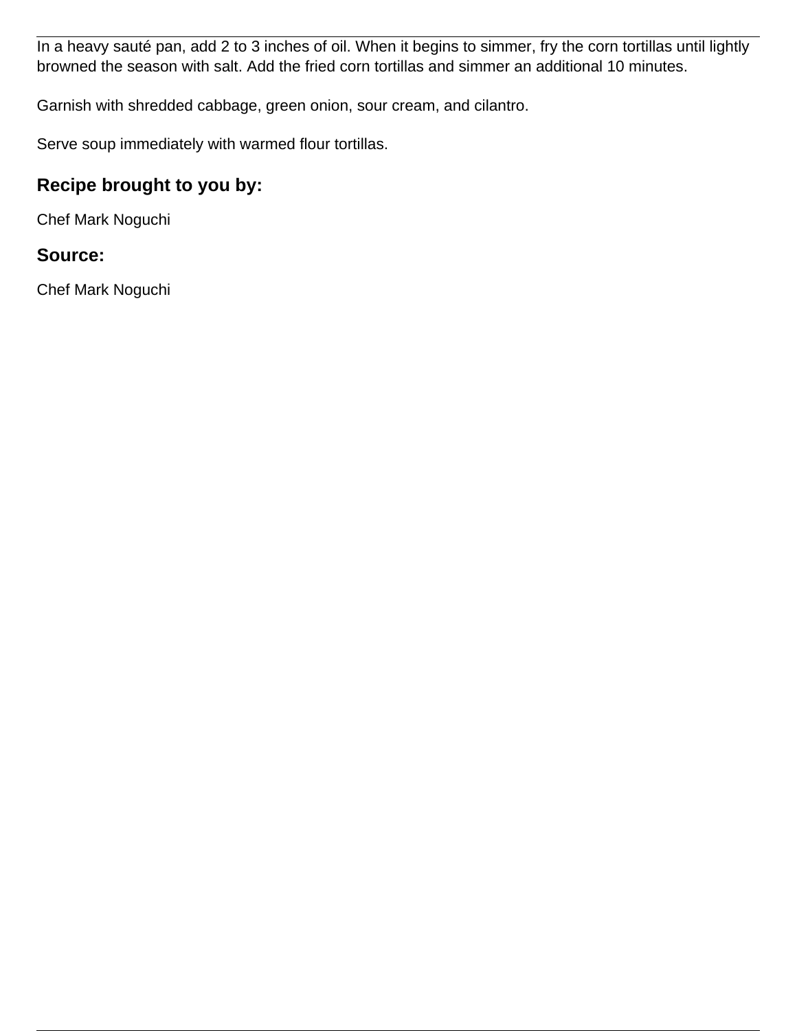In a heavy sauté pan, add 2 to 3 inches of oil. When it begins to simmer, fry the corn tortillas until lightly browned the season with salt. Add the fried corn tortillas and simmer an additional 10 minutes.

Garnish with shredded cabbage, green onion, sour cream, and cilantro.

Serve soup immediately with warmed flour tortillas.

### Recipe brought to you by:

Chef Mark Noguchi

### Source:

Chef Mark Noguchi